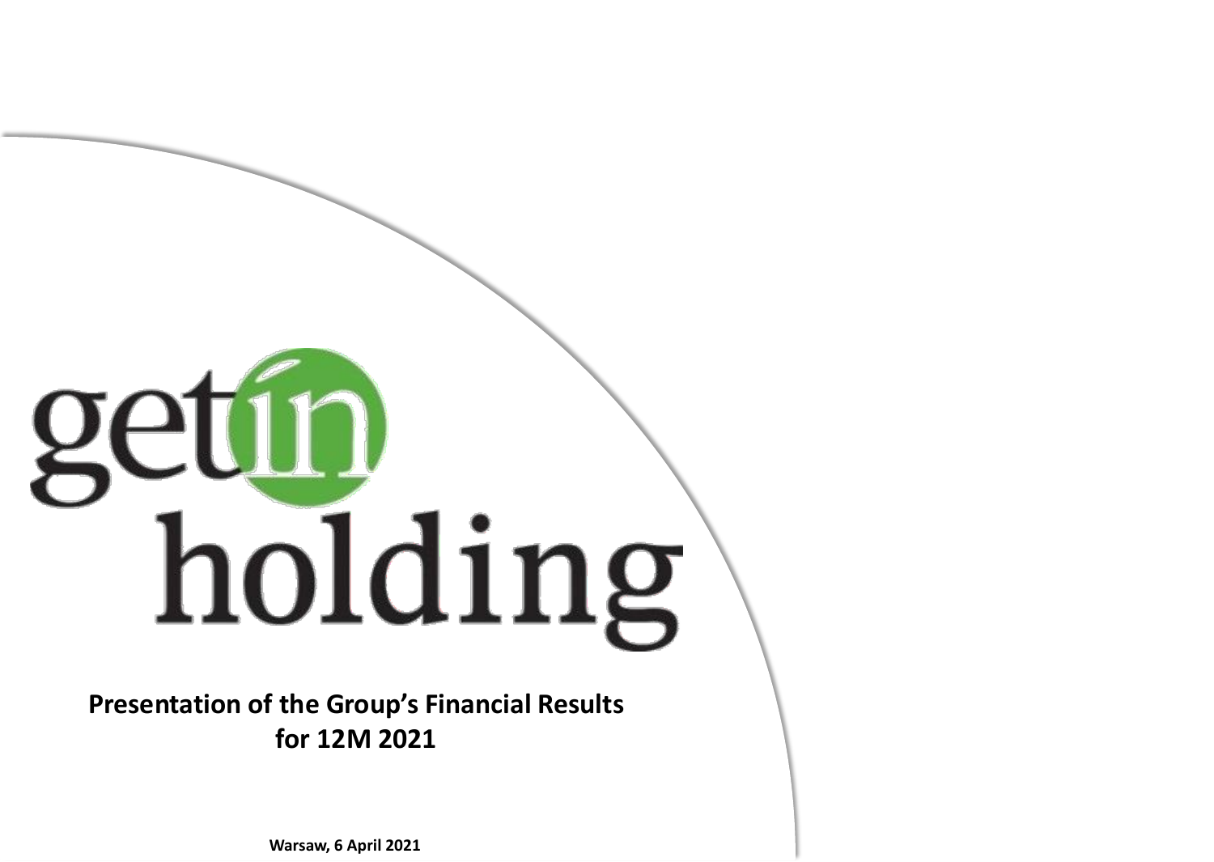getin holding

# Presentation of the Group's Financial Results for 12M 2021

**Warsaw, 6 April 2021**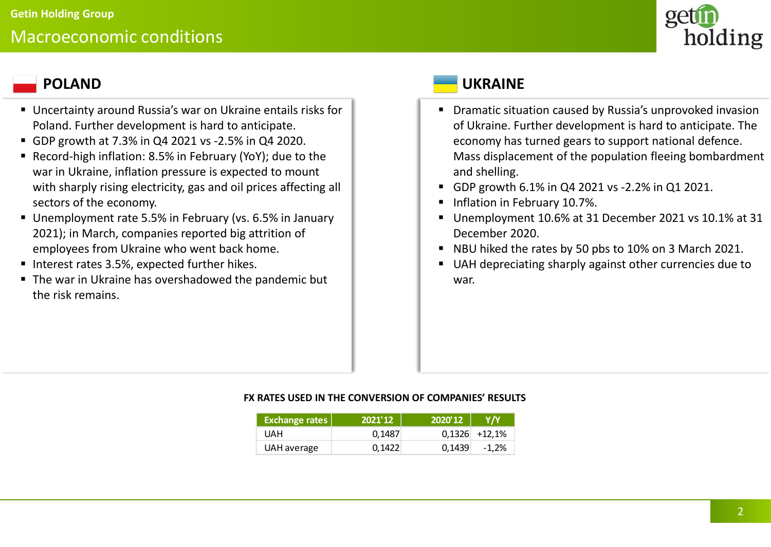## Getin Holding Group

# Macroeconomic conditions

### POLAND

- Uncertainty around Russia's war on Ukraine entails risks for Poland. Further development is hard to anticipate.
- GDP growth at 7.3% in Q4 2021 vs -2.5% in Q4 2020.
- Record-high inflation: 8.5% in February (YoY); due to the war in Ukraine, inflation pressure is expected to mount with sharply rising electricity, gas and oil prices affecting all sectors of the economy.
- Unemployment rate 5.5% in February (vs. 6.5% in January 2021); in March, companies reported big attrition of employees from Ukraine who went back home.
- Interest rates 3.5%, expected further hikes.
- The war in Ukraine has overshadowed the pandemic but the risk remains.

### UKRAINE

- Dramatic situation caused by Russia's unprovoked invasion of Ukraine. Further development is hard to anticipate. The economy has turned gears to support national defence. Mass displacement of the population fleeing bombardment and shelling.
- GDP growth 6.1% in Q4 2021 vs -2.2% in Q1 2021.
- Inflation in February 10.7%.
- Unemployment 10.6% at 31 December 2021 vs 10.1% at 31 December 2020.
- NBU hiked the rates by 50 pbs to 10% on 3 March 2021.
- UAH depreciating sharply against other currencies due to war.

**FX RATES USED IN THE CONVERSION OF COMPANIES' RESULTS**

| Exchange rates | 2021'12 | 2020'12 | Y/Y |
|---|---|---|---|
| UAH | 0,1487 | 0,1326 | +12,1% |
| UAH average | 0,1422 | 0,1439 | -1,2% |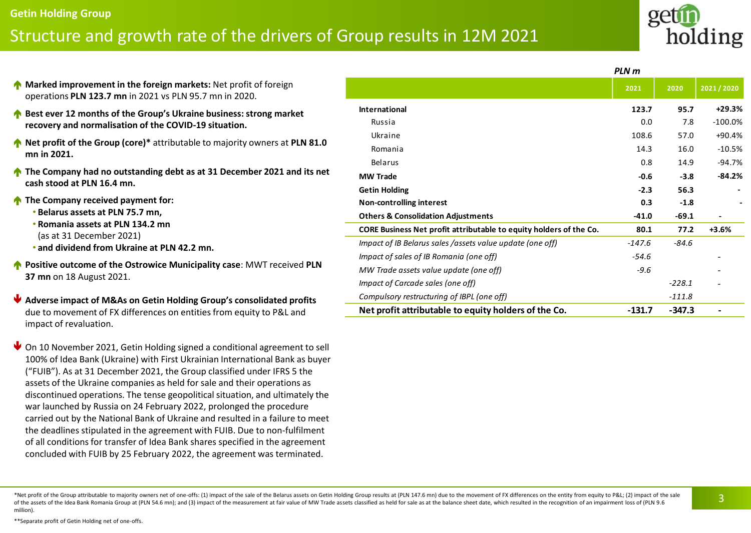## Getin Holding Group

# Structure and growth rate of the drivers of Group results in 12M 2021

- **Marked improvement in the foreign markets:** Net profit of foreign operations **PLN 123.7 mn** in 2021 vs PLN 95.7 mn in 2020.
- **Best ever 12 months of the Group's Ukraine business: strong market recovery and normalisation of the COVID-19 situation.**
- **Net profit of the Group (core)\*** attributable to majority owners at **PLN 81.0 mn in 2021.**
- **The Company had no outstanding debt as at 31 December 2021 and its net cash stood at PLN 16.4 mn.**
- **The Company received payment for:**
  - **Belarus assets at PLN 75.7 mn,**
  - **Romania assets at PLN 134.2 mn** (as at 31 December 2021)
  - **and dividend from Ukraine at PLN 42.2 mn.**
- **Positive outcome of the Ostrowice Municipality case**: MWT received **PLN 37 mn** on 18 August 2021.
- **Adverse impact of M&As on Getin Holding Group's consolidated profits** due to movement of FX differences on entities from equity to P&L and impact of revaluation.
- On 10 November 2021, Getin Holding signed a conditional agreement to sell 100% of Idea Bank (Ukraine) with First Ukrainian International Bank as buyer ("FUIB"). As at 31 December 2021, the Group classified under IFRS 5 the assets of the Ukraine companies as held for sale and their operations as discontinued operations. The tense geopolitical situation, and ultimately the war launched by Russia on 24 February 2022, prolonged the procedure carried out by the National Bank of Ukraine and resulted in a failure to meet the deadlines stipulated in the agreement with FUIB. Due to non-fulfilment of all conditions for transfer of Idea Bank shares specified in the agreement concluded with FUIB by 25 February 2022, the agreement was terminated.

*PLN m*

| | 2021 | 2020 | 2021 / 2020 |
|---|---|---|---|
| **International** | **123.7** | **95.7** | **+29.3%** |
| Russia | 0.0 | 7.8 | -100.0% |
| Ukraine | 108.6 | 57.0 | +90.4% |
| Romania | 14.3 | 16.0 | -10.5% |
| Belarus | 0.8 | 14.9 | -94.7% |
| **MW Trade** | **-0.6** | **-3.8** | **-84.2%** |
| **Getin Holding** | **-2.3** | **56.3** | **-** |
| **Non-controlling interest** | **0.3** | **-1.8** | **-** |
| **Others & Consolidation Adjustments** | **-41.0** | **-69.1** | **-** |
| **CORE Business Net profit attributable to equity holders of the Co.** | **80.1** | **77.2** | **+3.6%** |
| *Impact of IB Belarus sales /assets value update (one off)* | *-147.6* | *-84.6* | |
| *Impact of sales of IB Romania (one off)* | *-54.6* | | - |
| *MW Trade assets value update (one off)* | *-9.6* | | - |
| *Impact of Carcade sales (one off)* | | *-228.1* | - |
| *Compulsory restructuring of IBPL (one off)* | | *-111.8* | |
| **Net profit attributable to equity holders of the Co.** | **-131.7** | **-347.3** | **-** |

\*Net profit of the Group attributable to majority owners net of one-offs: (1) impact of the sale of the Belarus assets on Getin Holding Group results at (PLN 147.6 mn) due to the movement of FX differences on the entity from equity to P&L; (2) impact of the sale of the assets of the Idea Bank Romania Group at (PLN 54.6 mn); and (3) impact of the measurement at fair value of MW Trade assets classified as held for sale as at the balance sheet date, which resulted in the recognition of an impairment loss of (PLN 9.6 million).

\*\*Separate profit of Getin Holding net of one-offs.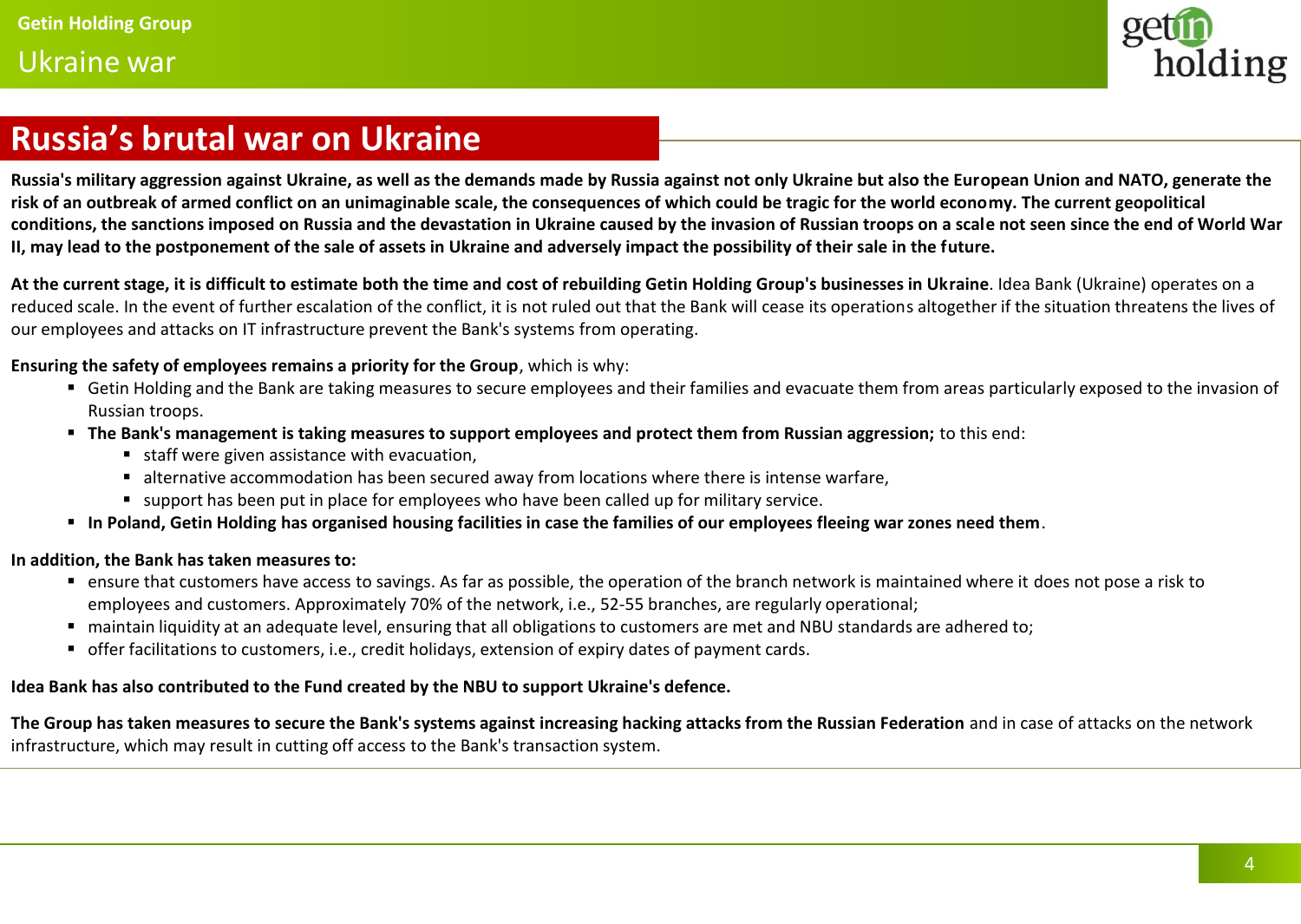# Russia's brutal war on Ukraine

**Russia's military aggression against Ukraine, as well as the demands made by Russia against not only Ukraine but also the European Union and NATO, generate the risk of an outbreak of armed conflict on an unimaginable scale, the consequences of which could be tragic for the world economy. The current geopolitical conditions, the sanctions imposed on Russia and the devastation in Ukraine caused by the invasion of Russian troops on a scale not seen since the end of World War II, may lead to the postponement of the sale of assets in Ukraine and adversely impact the possibility of their sale in the future.**

**At the current stage, it is difficult to estimate both the time and cost of rebuilding Getin Holding Group's businesses in Ukraine**. Idea Bank (Ukraine) operates on a reduced scale. In the event of further escalation of the conflict, it is not ruled out that the Bank will cease its operations altogether if the situation threatens the lives of our employees and attacks on IT infrastructure prevent the Bank's systems from operating.

**Ensuring the safety of employees remains a priority for the Group**, which is why:

- Getin Holding and the Bank are taking measures to secure employees and their families and evacuate them from areas particularly exposed to the invasion of Russian troops.
- **The Bank's management is taking measures to support employees and protect them from Russian aggression;** to this end:
  - staff were given assistance with evacuation,
  - alternative accommodation has been secured away from locations where there is intense warfare,
  - support has been put in place for employees who have been called up for military service.
- **In Poland, Getin Holding has organised housing facilities in case the families of our employees fleeing war zones need them**.

**In addition, the Bank has taken measures to:**

- ensure that customers have access to savings. As far as possible, the operation of the branch network is maintained where it does not pose a risk to employees and customers. Approximately 70% of the network, i.e., 52-55 branches, are regularly operational;
- maintain liquidity at an adequate level, ensuring that all obligations to customers are met and NBU standards are adhered to;
- offer facilitations to customers, i.e., credit holidays, extension of expiry dates of payment cards.

**Idea Bank has also contributed to the Fund created by the NBU to support Ukraine's defence.**

**The Group has taken measures to secure the Bank's systems against increasing hacking attacks from the Russian Federation** and in case of attacks on the network infrastructure, which may result in cutting off access to the Bank's transaction system.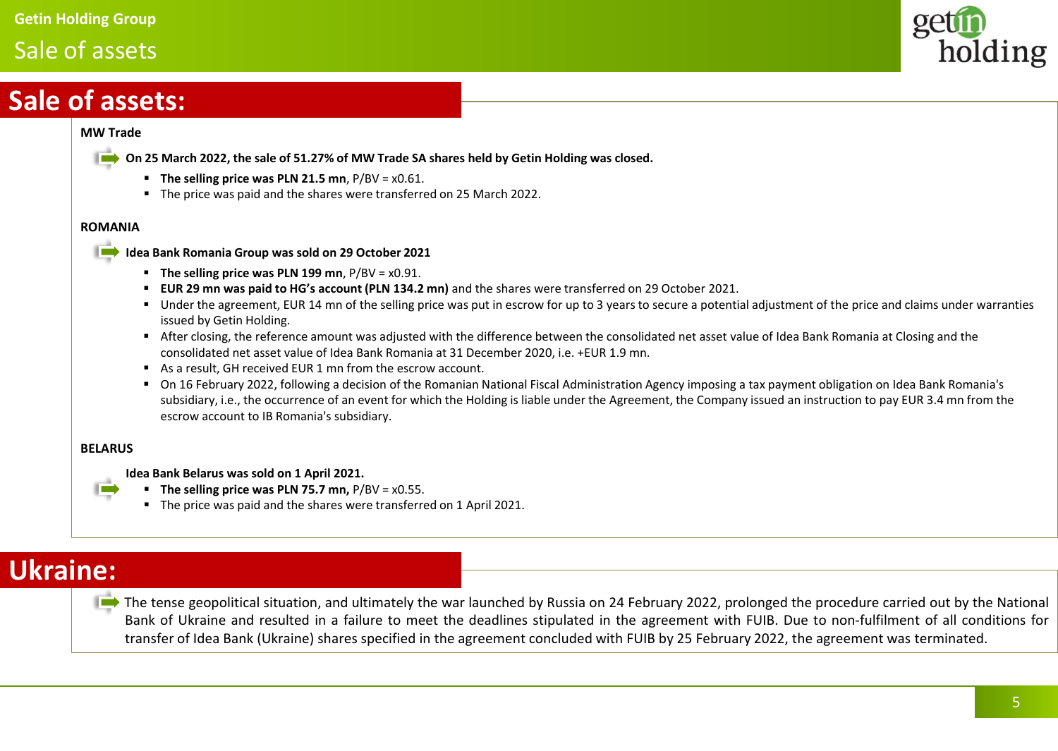## Sale of assets:

**MW Trade**

- **On 25 March 2022, the sale of 51.27% of MW Trade SA shares held by Getin Holding was closed.**
  - **The selling price was PLN 21.5 mn**, P/BV = x0.61.
  - The price was paid and the shares were transferred on 25 March 2022.

**ROMANIA**

- **Idea Bank Romania Group was sold on 29 October 2021**
  - **The selling price was PLN 199 mn**, P/BV = x0.91.
  - **EUR 29 mn was paid to HG's account (PLN 134.2 mn)** and the shares were transferred on 29 October 2021.
  - Under the agreement, EUR 14 mn of the selling price was put in escrow for up to 3 years to secure a potential adjustment of the price and claims under warranties issued by Getin Holding.
  - After closing, the reference amount was adjusted with the difference between the consolidated net asset value of Idea Bank Romania at Closing and the consolidated net asset value of Idea Bank Romania at 31 December 2020, i.e. +EUR 1.9 mn.
  - As a result, GH received EUR 1 mn from the escrow account.
  - On 16 February 2022, following a decision of the Romanian National Fiscal Administration Agency imposing a tax payment obligation on Idea Bank Romania's subsidiary, i.e., the occurrence of an event for which the Holding is liable under the Agreement, the Company issued an instruction to pay EUR 3.4 mn from the escrow account to IB Romania's subsidiary.

**BELARUS**

- **Idea Bank Belarus was sold on 1 April 2021.**
  - **The selling price was PLN 75.7 mn,** P/BV = x0.55.
  - The price was paid and the shares were transferred on 1 April 2021.

## Ukraine:

- The tense geopolitical situation, and ultimately the war launched by Russia on 24 February 2022, prolonged the procedure carried out by the National Bank of Ukraine and resulted in a failure to meet the deadlines stipulated in the agreement with FUIB. Due to non-fulfilment of all conditions for transfer of Idea Bank (Ukraine) shares specified in the agreement concluded with FUIB by 25 February 2022, the agreement was terminated.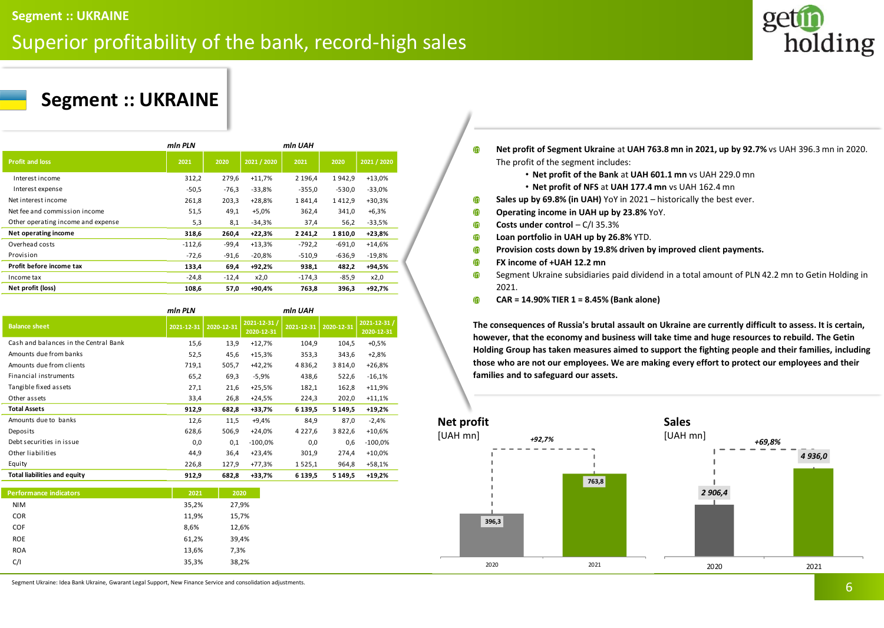# Superior profitability of the bank, record-high sales

## Segment :: UKRAINE

| Profit and loss | mln PLN 2021 | 2020 | 2021 / 2020 | mln UAH 2021 | 2020 | 2021 / 2020 |
|---|---|---|---|---|---|---|
| Interest income | 312,2 | 279,6 | +11,7% | 2 196,4 | 1 942,9 | +13,0% |
| Interest expense | -50,5 | -76,3 | -33,8% | -355,0 | -530,0 | -33,0% |
| Net interest income | 261,8 | 203,3 | +28,8% | 1 841,4 | 1 412,9 | +30,3% |
| Net fee and commission income | 51,5 | 49,1 | +5,0% | 362,4 | 341,0 | +6,3% |
| Other operating income and expense | 5,3 | 8,1 | -34,3% | 37,4 | 56,2 | -33,5% |
| **Net operating income** | **318,6** | **260,4** | **+22,3%** | **2 241,2** | **1 810,0** | **+23,8%** |
| Overhead costs | -112,6 | -99,4 | +13,3% | -792,2 | -691,0 | +14,6% |
| Provision | -72,6 | -91,6 | -20,8% | -510,9 | -636,9 | -19,8% |
| **Profit before income tax** | **133,4** | **69,4** | **+92,2%** | **938,1** | **482,2** | **+94,5%** |
| Income tax | -24,8 | -12,4 | x2,0 | -174,3 | -85,9 | x2,0 |
| **Net profit (loss)** | **108,6** | **57,0** | **+90,4%** | **763,8** | **396,3** | **+92,7%** |

| Balance sheet | mln PLN 2021-12-31 | 2020-12-31 | 2021-12-31 / 2020-12-31 | mln UAH 2021-12-31 | 2020-12-31 | 2021-12-31 / 2020-12-31 |
|---|---|---|---|---|---|---|
| Cash and balances in the Central Bank | 15,6 | 13,9 | +12,7% | 104,9 | 104,5 | +0,5% |
| Amounts due from banks | 52,5 | 45,6 | +15,3% | 353,3 | 343,6 | +2,8% |
| Amounts due from clients | 719,1 | 505,7 | +42,2% | 4 836,2 | 3 814,0 | +26,8% |
| Financial instruments | 65,2 | 69,3 | -5,9% | 438,6 | 522,6 | -16,1% |
| Tangible fixed assets | 27,1 | 21,6 | +25,5% | 182,1 | 162,8 | +11,9% |
| Other assets | 33,4 | 26,8 | +24,5% | 224,3 | 202,0 | +11,1% |
| **Total Assets** | **912,9** | **682,8** | **+33,7%** | **6 139,5** | **5 149,5** | **+19,2%** |
| Amounts due to banks | 12,6 | 11,5 | +9,4% | 84,9 | 87,0 | -2,4% |
| Deposits | 628,6 | 506,9 | +24,0% | 4 227,6 | 3 822,6 | +10,6% |
| Debt securities in issue | 0,0 | 0,1 | -100,0% | 0,0 | 0,6 | -100,0% |
| Other liabilities | 44,9 | 36,4 | +23,4% | 301,9 | 274,4 | +10,0% |
| Equity | 226,8 | 127,9 | +77,3% | 1 525,1 | 964,8 | +58,1% |
| **Total liabilities and equity** | **912,9** | **682,8** | **+33,7%** | **6 139,5** | **5 149,5** | **+19,2%** |

| Performance indicators | 2021 | 2020 |
|---|---|---|
| NIM | 35,2% | 27,9% |
| COR | 11,9% | 15,7% |
| COF | 8,6% | 12,6% |
| ROE | 61,2% | 39,4% |
| ROA | 13,6% | 7,3% |
| C/I | 35,3% | 38,2% |

- **Net profit of Segment Ukraine** at **UAH 763.8 mn in 2021, up by 92.7%** vs UAH 396.3 mn in 2020. The profit of the segment includes:
  - **Net profit of the Bank** at **UAH 601.1 mn** vs UAH 229.0 mn
  - **Net profit of NFS** at **UAH 177.4 mn** vs UAH 162.4 mn
- **Sales up by 69.8% (in UAH)** YoY in 2021 – historically the best ever.
- **Operating income in UAH up by 23.8%** YoY.
- **Costs under control** – C/I 35.3%
- **Loan portfolio in UAH up by 26.8%** YTD.
- **Provision costs down by 19.8% driven by improved client payments.**
- **FX income of +UAH 12.2 mn**
- Segment Ukraine subsidiaries paid dividend in a total amount of PLN 42.2 mn to Getin Holding in 2021.
- **CAR = 14.90% TIER 1 = 8.45% (Bank alone)**

**The consequences of Russia's brutal assault on Ukraine are currently difficult to assess. It is certain, however, that the economy and business will take time and huge resources to rebuild. The Getin Holding Group has taken measures to support the fighting people and their families, including those who are not our employees. We are making every effort to protect our employees and their families and to safeguard our assets.**

**Net profit** [UAH mn]

| | 2020 | 2021 |
|---|---|---|
| Net profit | 396,3 | 763,8 |

*+92,7%*

**Sales** [UAH mn]

| | 2020 | 2021 |
|---|---|---|
| Sales | 2 906,4 | 4 936,0 |

*+69,8%*

Segment Ukraine: Idea Bank Ukraine, Gwarant Legal Support, New Finance Service and consolidation adjustments.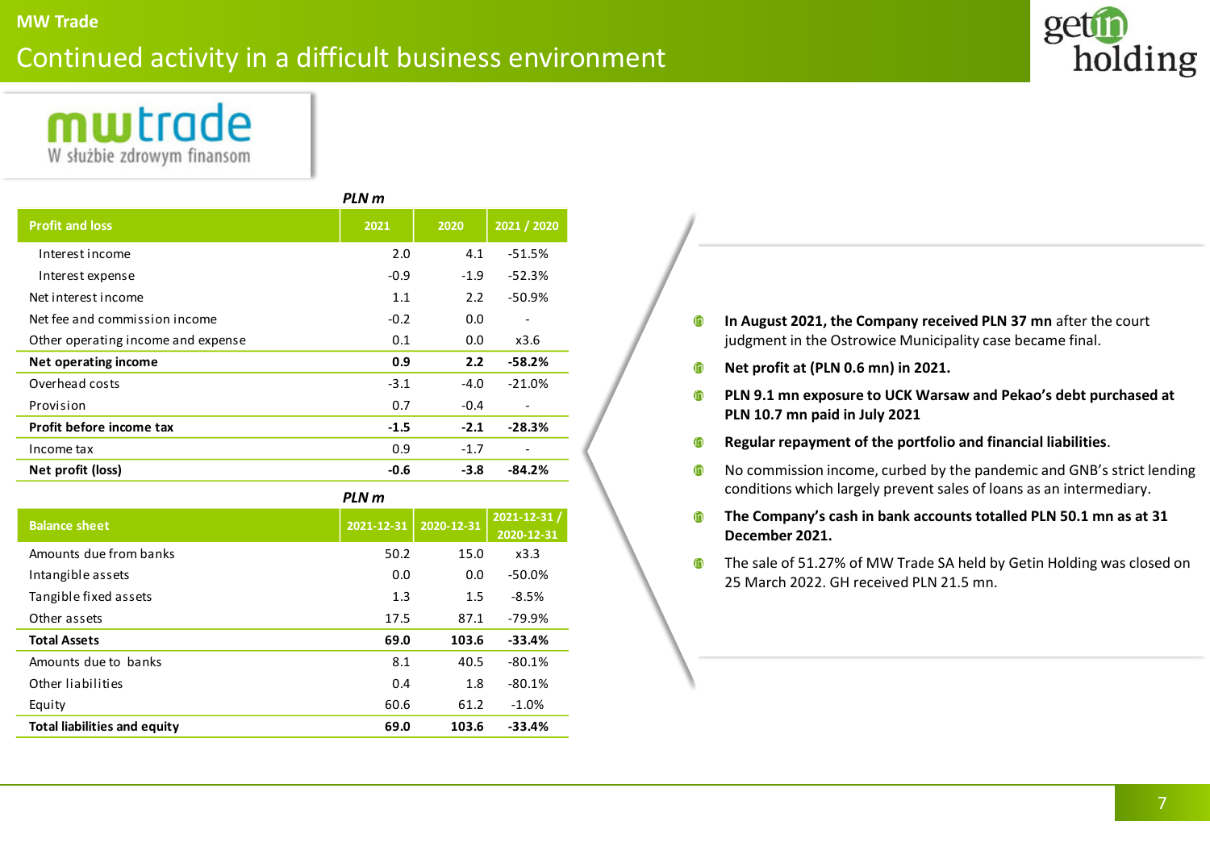# MW Trade

## Continued activity in a difficult business environment

mwtrade
W służbie zdrowym finansom

*PLN m*

| Profit and loss | 2021 | 2020 | 2021 / 2020 |
|---|---|---|---|
| Interest income | 2.0 | 4.1 | -51.5% |
| Interest expense | -0.9 | -1.9 | -52.3% |
| Net interest income | 1.1 | 2.2 | -50.9% |
| Net fee and commission income | -0.2 | 0.0 | - |
| Other operating income and expense | 0.1 | 0.0 | x3.6 |
| **Net operating income** | **0.9** | **2.2** | **-58.2%** |
| Overhead costs | -3.1 | -4.0 | -21.0% |
| Provision | 0.7 | -0.4 | - |
| **Profit before income tax** | **-1.5** | **-2.1** | **-28.3%** |
| Income tax | 0.9 | -1.7 | - |
| **Net profit (loss)** | **-0.6** | **-3.8** | **-84.2%** |

*PLN m*

| Balance sheet | 2021-12-31 | 2020-12-31 | 2021-12-31 / 2020-12-31 |
|---|---|---|---|
| Amounts due from banks | 50.2 | 15.0 | x3.3 |
| Intangible assets | 0.0 | 0.0 | -50.0% |
| Tangible fixed assets | 1.3 | 1.5 | -8.5% |
| Other assets | 17.5 | 87.1 | -79.9% |
| **Total Assets** | **69.0** | **103.6** | **-33.4%** |
| Amounts due to banks | 8.1 | 40.5 | -80.1% |
| Other liabilities | 0.4 | 1.8 | -80.1% |
| Equity | 60.6 | 61.2 | -1.0% |
| **Total liabilities and equity** | **69.0** | **103.6** | **-33.4%** |

- **In August 2021, the Company received PLN 37 mn** after the court judgment in the Ostrowice Municipality case became final.
- **Net profit at (PLN 0.6 mn) in 2021.**
- **PLN 9.1 mn exposure to UCK Warsaw and Pekao's debt purchased at PLN 10.7 mn paid in July 2021**
- **Regular repayment of the portfolio and financial liabilities**.
- No commission income, curbed by the pandemic and GNB's strict lending conditions which largely prevent sales of loans as an intermediary.
- **The Company's cash in bank accounts totalled PLN 50.1 mn as at 31 December 2021.**
- The sale of 51.27% of MW Trade SA held by Getin Holding was closed on 25 March 2022. GH received PLN 21.5 mn.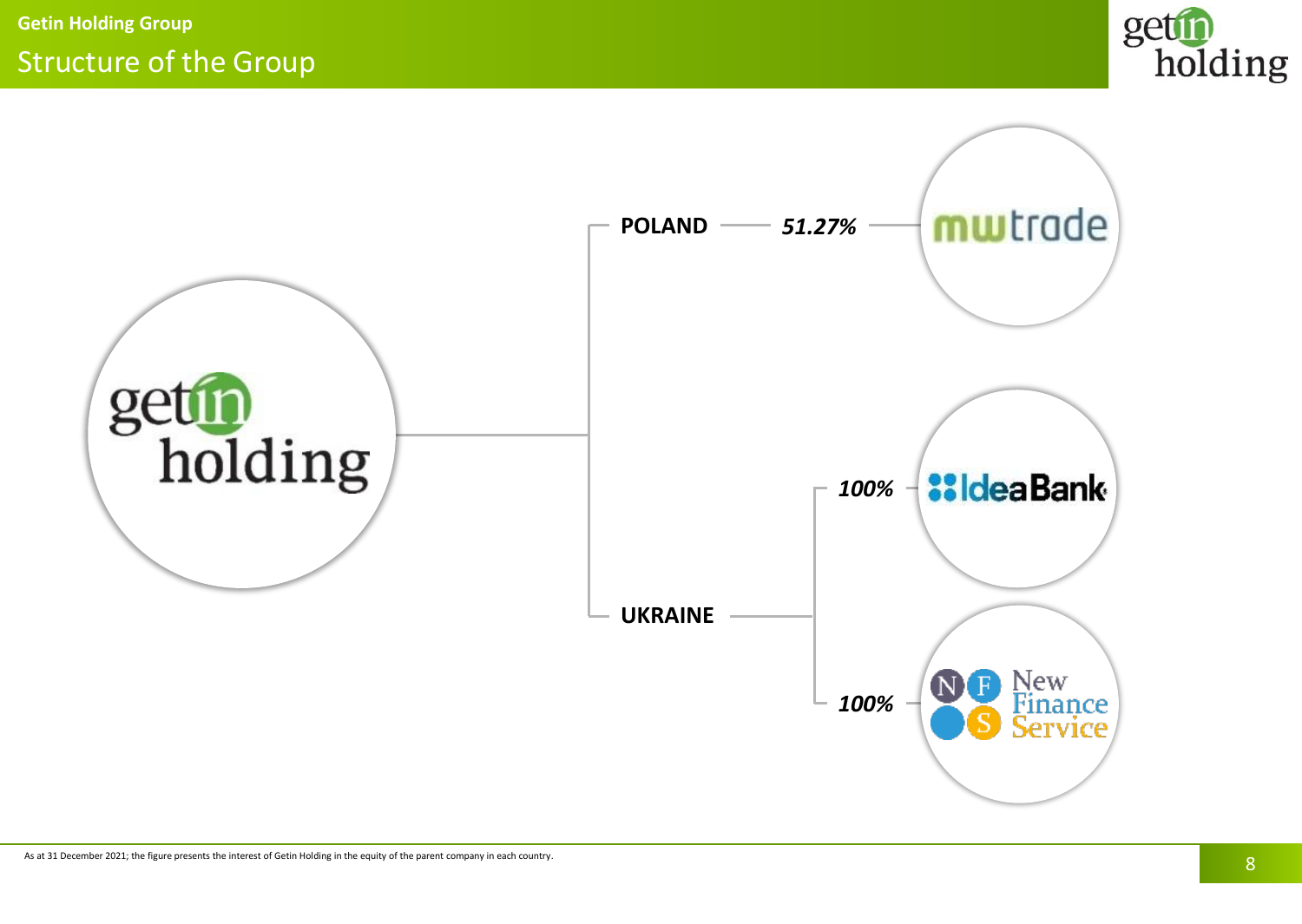## Structure of the Group

Getin Holding

- POLAND — *51.27%* — mwtrade
- UKRAINE
  - *100%* — IdeaBank
  - *100%* — New Finance Service

As at 31 December 2021; the figure presents the interest of Getin Holding in the equity of the parent company in each country.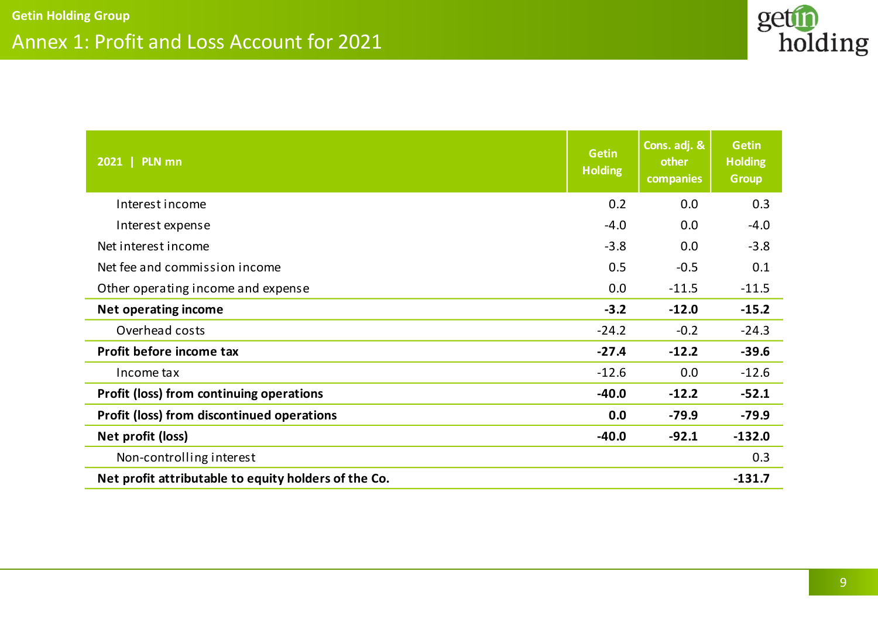Getin Holding Group

## Annex 1: Profit and Loss Account for 2021

| 2021 \| PLN mn | Getin Holding | Cons. adj. & other companies | Getin Holding Group |
|---|---|---|---|
| Interest income | 0.2 | 0.0 | 0.3 |
| Interest expense | -4.0 | 0.0 | -4.0 |
| Net interest income | -3.8 | 0.0 | -3.8 |
| Net fee and commission income | 0.5 | -0.5 | 0.1 |
| Other operating income and expense | 0.0 | -11.5 | -11.5 |
| **Net operating income** | **-3.2** | **-12.0** | **-15.2** |
| Overhead costs | -24.2 | -0.2 | -24.3 |
| **Profit before income tax** | **-27.4** | **-12.2** | **-39.6** |
| Income tax | -12.6 | 0.0 | -12.6 |
| **Profit (loss) from continuing operations** | **-40.0** | **-12.2** | **-52.1** |
| **Profit (loss) from discontinued operations** | **0.0** | **-79.9** | **-79.9** |
| **Net profit (loss)** | **-40.0** | **-92.1** | **-132.0** |
| Non-controlling interest | | | 0.3 |
| **Net profit attributable to equity holders of the Co.** | | | **-131.7** |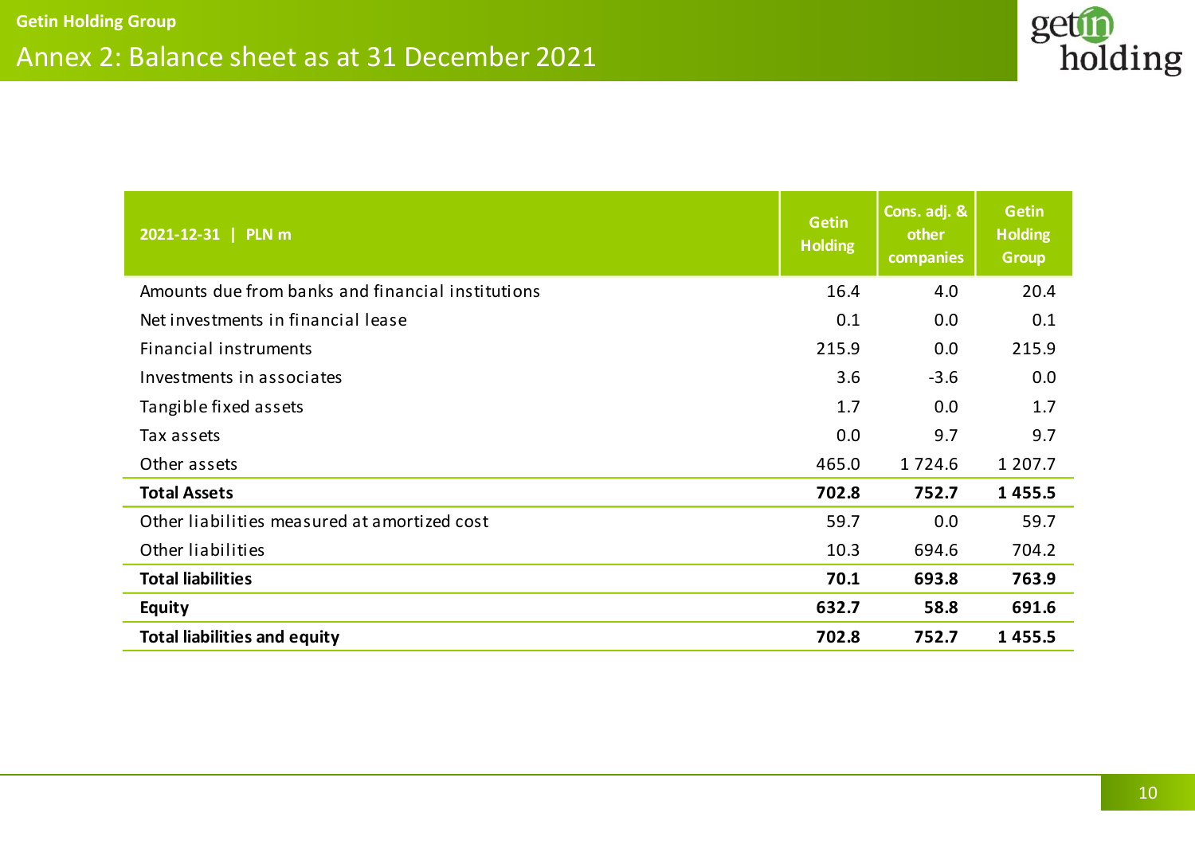# Getin Holding Group

## Annex 2: Balance sheet as at 31 December 2021

| 2021-12-31 \| PLN m | Getin Holding | Cons. adj. & other companies | Getin Holding Group |
|---|---|---|---|
| Amounts due from banks and financial institutions | 16.4 | 4.0 | 20.4 |
| Net investments in financial lease | 0.1 | 0.0 | 0.1 |
| Financial instruments | 215.9 | 0.0 | 215.9 |
| Investments in associates | 3.6 | -3.6 | 0.0 |
| Tangible fixed assets | 1.7 | 0.0 | 1.7 |
| Tax assets | 0.0 | 9.7 | 9.7 |
| Other assets | 465.0 | 1 724.6 | 1 207.7 |
| **Total Assets** | **702.8** | **752.7** | **1 455.5** |
| Other liabilities measured at amortized cost | 59.7 | 0.0 | 59.7 |
| Other liabilities | 10.3 | 694.6 | 704.2 |
| **Total liabilities** | **70.1** | **693.8** | **763.9** |
| **Equity** | **632.7** | **58.8** | **691.6** |
| **Total liabilities and equity** | **702.8** | **752.7** | **1 455.5** |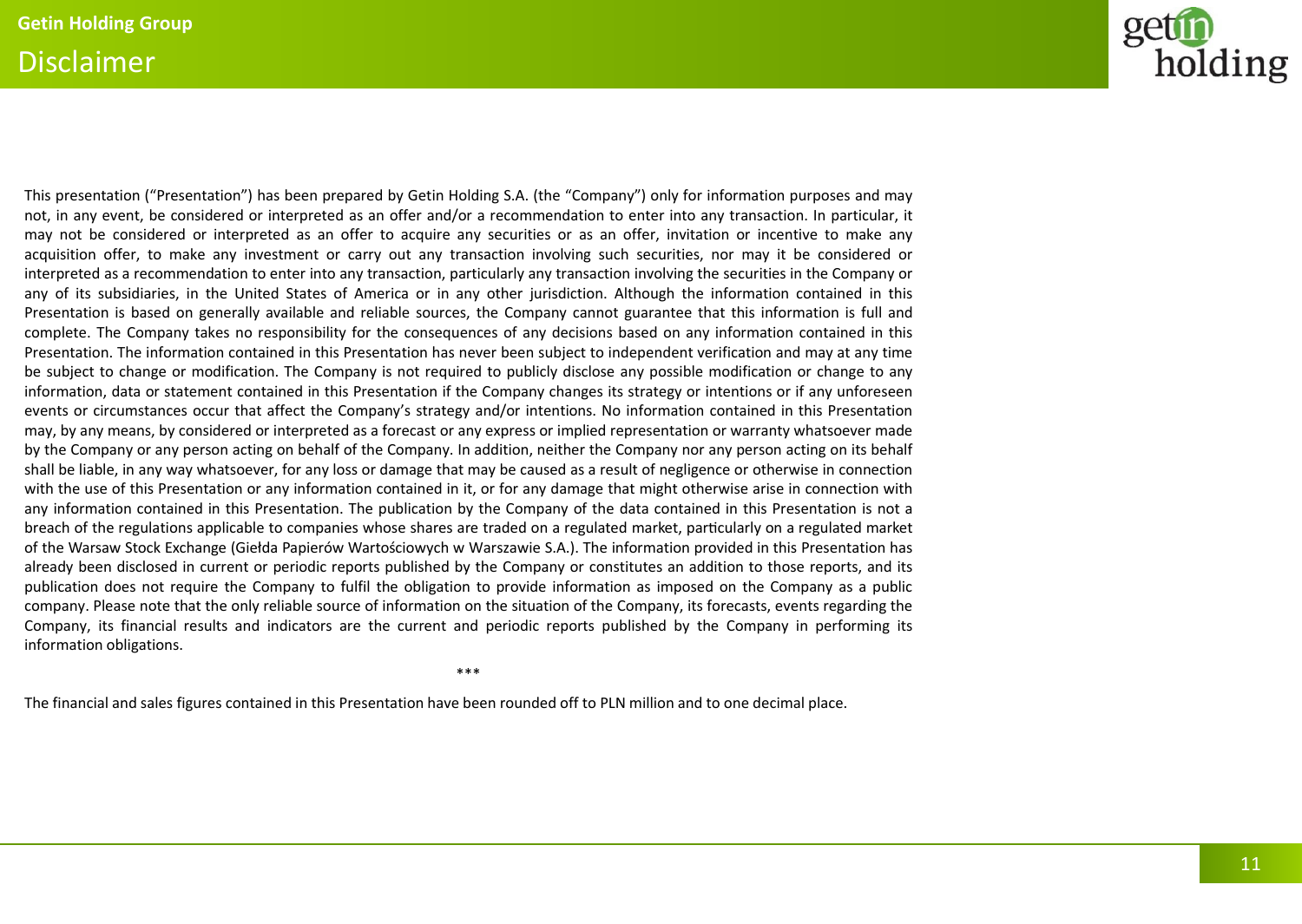**Getin Holding Group**

# Disclaimer

This presentation ("Presentation") has been prepared by Getin Holding S.A. (the "Company") only for information purposes and may not, in any event, be considered or interpreted as an offer and/or a recommendation to enter into any transaction. In particular, it may not be considered or interpreted as an offer to acquire any securities or as an offer, invitation or incentive to make any acquisition offer, to make any investment or carry out any transaction involving such securities, nor may it be considered or interpreted as a recommendation to enter into any transaction, particularly any transaction involving the securities in the Company or any of its subsidiaries, in the United States of America or in any other jurisdiction. Although the information contained in this Presentation is based on generally available and reliable sources, the Company cannot guarantee that this information is full and complete. The Company takes no responsibility for the consequences of any decisions based on any information contained in this Presentation. The information contained in this Presentation has never been subject to independent verification and may at any time be subject to change or modification. The Company is not required to publicly disclose any possible modification or change to any information, data or statement contained in this Presentation if the Company changes its strategy or intentions or if any unforeseen events or circumstances occur that affect the Company's strategy and/or intentions. No information contained in this Presentation may, by any means, by considered or interpreted as a forecast or any express or implied representation or warranty whatsoever made by the Company or any person acting on behalf of the Company. In addition, neither the Company nor any person acting on its behalf shall be liable, in any way whatsoever, for any loss or damage that may be caused as a result of negligence or otherwise in connection with the use of this Presentation or any information contained in it, or for any damage that might otherwise arise in connection with any information contained in this Presentation. The publication by the Company of the data contained in this Presentation is not a breach of the regulations applicable to companies whose shares are traded on a regulated market, particularly on a regulated market of the Warsaw Stock Exchange (Giełda Papierów Wartościowych w Warszawie S.A.). The information provided in this Presentation has already been disclosed in current or periodic reports published by the Company or constitutes an addition to those reports, and its publication does not require the Company to fulfil the obligation to provide information as imposed on the Company as a public company. Please note that the only reliable source of information on the situation of the Company, its forecasts, events regarding the Company, its financial results and indicators are the current and periodic reports published by the Company in performing its information obligations.

***

The financial and sales figures contained in this Presentation have been rounded off to PLN million and to one decimal place.